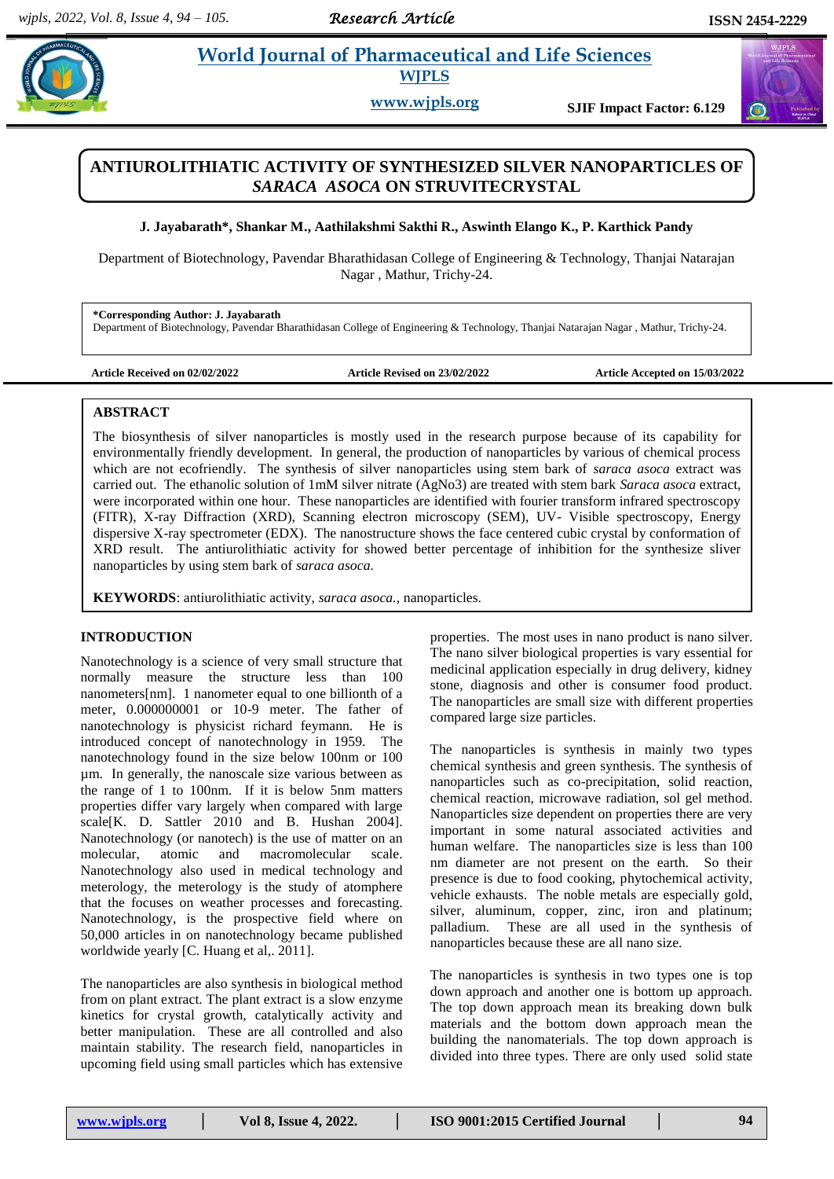# ANTIUROLITHIATIC ACTIVITY OF SYNTHESIZED SILVER NANOPARTICLES OF *SARACA ASOCA* ON STRUVITECRYSTAL

**J. Jayabarath*, Shankar M., Aathilakshmi Sakthi R., Aswinth Elango K., P. Karthick Pandy**

Department of Biotechnology, Pavendar Bharathidasan College of Engineering & Technology, Thanjai Natarajan Nagar , Mathur, Trichy-24.

**\*Corresponding Author: J. Jayabarath**
Department of Biotechnology, Pavendar Bharathidasan College of Engineering & Technology, Thanjai Natarajan Nagar , Mathur, Trichy-24.

**Article Received on 02/02/2022** **Article Revised on 23/02/2022** **Article Accepted on 15/03/2022**

## ABSTRACT

The biosynthesis of silver nanoparticles is mostly used in the research purpose because of its capability for environmentally friendly development. In general, the production of nanoparticles by various of chemical process which are not ecofriendly. The synthesis of silver nanoparticles using stem bark of *saraca asoca* extract was carried out. The ethanolic solution of 1mM silver nitrate (AgNo3) are treated with stem bark *Saraca asoca* extract, were incorporated within one hour. These nanoparticles are identified with fourier transform infrared spectroscopy (FITR), X-ray Diffraction (XRD), Scanning electron microscopy (SEM), UV- Visible spectroscopy, Energy dispersive X-ray spectrometer (EDX). The nanostructure shows the face centered cubic crystal by conformation of XRD result. The antiurolithiatic activity for showed better percentage of inhibition for the synthesize sliver nanoparticles by using stem bark of *saraca asoca.*

**KEYWORDS**: antiurolithiatic activity, *saraca asoca.,* nanoparticles.

## INTRODUCTION

Nanotechnology is a science of very small structure that normally measure the structure less than 100 nanometers[nm]. 1 nanometer equal to one billionth of a meter, 0.000000001 or 10-9 meter. The father of nanotechnology is physicist richard feymann. He is introduced concept of nanotechnology in 1959. The nanotechnology found in the size below 100nm or 100 µm. In generally, the nanoscale size various between as the range of 1 to 100nm. If it is below 5nm matters properties differ vary largely when compared with large scale[K. D. Sattler 2010 and B. Hushan 2004]. Nanotechnology (or nanotech) is the use of matter on an molecular, atomic and macromolecular scale. Nanotechnology also used in medical technology and meterology, the meterology is the study of atomphere that the focuses on weather processes and forecasting. Nanotechnology, is the prospective field where on 50,000 articles in on nanotechnology became published worldwide yearly [C. Huang et al,. 2011].

The nanoparticles are also synthesis in biological method from on plant extract. The plant extract is a slow enzyme kinetics for crystal growth, catalytically activity and better manipulation. These are all controlled and also maintain stability. The research field, nanoparticles in upcoming field using small particles which has extensive properties. The most uses in nano product is nano silver. The nano silver biological properties is vary essential for medicinal application especially in drug delivery, kidney stone, diagnosis and other is consumer food product. The nanoparticles are small size with different properties compared large size particles.

The nanoparticles is synthesis in mainly two types chemical synthesis and green synthesis. The synthesis of nanoparticles such as co-precipitation, solid reaction, chemical reaction, microwave radiation, sol gel method. Nanoparticles size dependent on properties there are very important in some natural associated activities and human welfare. The nanoparticles size is less than 100 nm diameter are not present on the earth. So their presence is due to food cooking, phytochemical activity, vehicle exhausts. The noble metals are especially gold, silver, aluminum, copper, zinc, iron and platinum; palladium. These are all used in the synthesis of nanoparticles because these are all nano size.

The nanoparticles is synthesis in two types one is top down approach and another one is bottom up approach. The top down approach mean its breaking down bulk materials and the bottom down approach mean the building the nanomaterials. The top down approach is divided into three types. There are only used solid state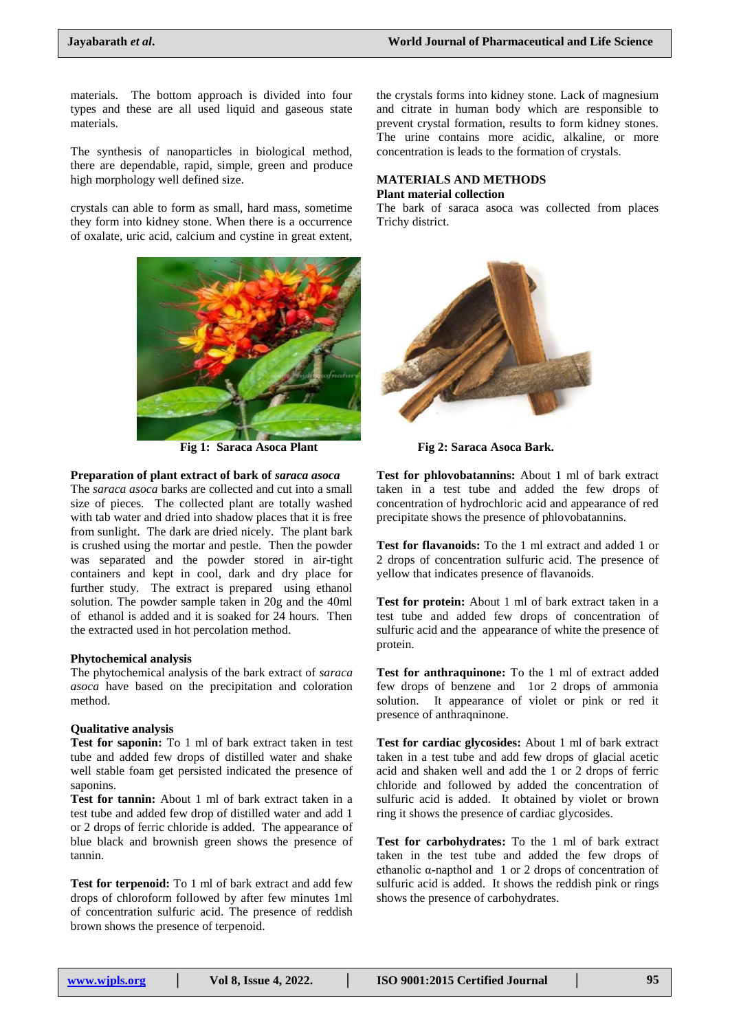materials. The bottom approach is divided into four types and these are all used liquid and gaseous state materials.

The synthesis of nanoparticles in biological method, there are dependable, rapid, simple, green and produce high morphology well defined size.

crystals can able to form as small, hard mass, sometime they form into kidney stone. When there is a occurrence of oxalate, uric acid, calcium and cystine in great extent, the crystals forms into kidney stone. Lack of magnesium and citrate in human body which are responsible to prevent crystal formation, results to form kidney stones. The urine contains more acidic, alkaline, or more concentration is leads to the formation of crystals.

## MATERIALS AND METHODS

### Plant material collection

The bark of saraca asoca was collected from places Trichy district.

**Fig 1: Saraca Asoca Plant**

**Fig 2: Saraca Asoca Bark.**

### Preparation of plant extract of bark of *saraca asoca*

The *saraca asoca* barks are collected and cut into a small size of pieces. The collected plant are totally washed with tab water and dried into shadow places that it is free from sunlight. The dark are dried nicely. The plant bark is crushed using the mortar and pestle. Then the powder was separated and the powder stored in air-tight containers and kept in cool, dark and dry place for further study. The extract is prepared using ethanol solution. The powder sample taken in 20g and the 40ml of ethanol is added and it is soaked for 24 hours. Then the extracted used in hot percolation method.

### Phytochemical analysis

The phytochemical analysis of the bark extract of *saraca asoca* have based on the precipitation and coloration method.

### Qualitative analysis

**Test for saponin:** To 1 ml of bark extract taken in test tube and added few drops of distilled water and shake well stable foam get persisted indicated the presence of saponins.

**Test for tannin:** About 1 ml of bark extract taken in a test tube and added few drop of distilled water and add 1 or 2 drops of ferric chloride is added. The appearance of blue black and brownish green shows the presence of tannin.

**Test for terpenoid:** To 1 ml of bark extract and add few drops of chloroform followed by after few minutes 1ml of concentration sulfuric acid. The presence of reddish brown shows the presence of terpenoid.

**Test for phlovobatannins:** About 1 ml of bark extract taken in a test tube and added the few drops of concentration of hydrochloric acid and appearance of red precipitate shows the presence of phlovobatannins.

**Test for flavanoids:** To the 1 ml extract and added 1 or 2 drops of concentration sulfuric acid. The presence of yellow that indicates presence of flavanoids.

**Test for protein:** About 1 ml of bark extract taken in a test tube and added few drops of concentration of sulfuric acid and the appearance of white the presence of protein.

**Test for anthraquinone:** To the 1 ml of extract added few drops of benzene and 1or 2 drops of ammonia solution. It appearance of violet or pink or red it presence of anthraqninone.

**Test for cardiac glycosides:** About 1 ml of bark extract taken in a test tube and add few drops of glacial acetic acid and shaken well and add the 1 or 2 drops of ferric chloride and followed by added the concentration of sulfuric acid is added. It obtained by violet or brown ring it shows the presence of cardiac glycosides.

**Test for carbohydrates:** To the 1 ml of bark extract taken in the test tube and added the few drops of ethanolic α-napthol and 1 or 2 drops of concentration of sulfuric acid is added. It shows the reddish pink or rings shows the presence of carbohydrates.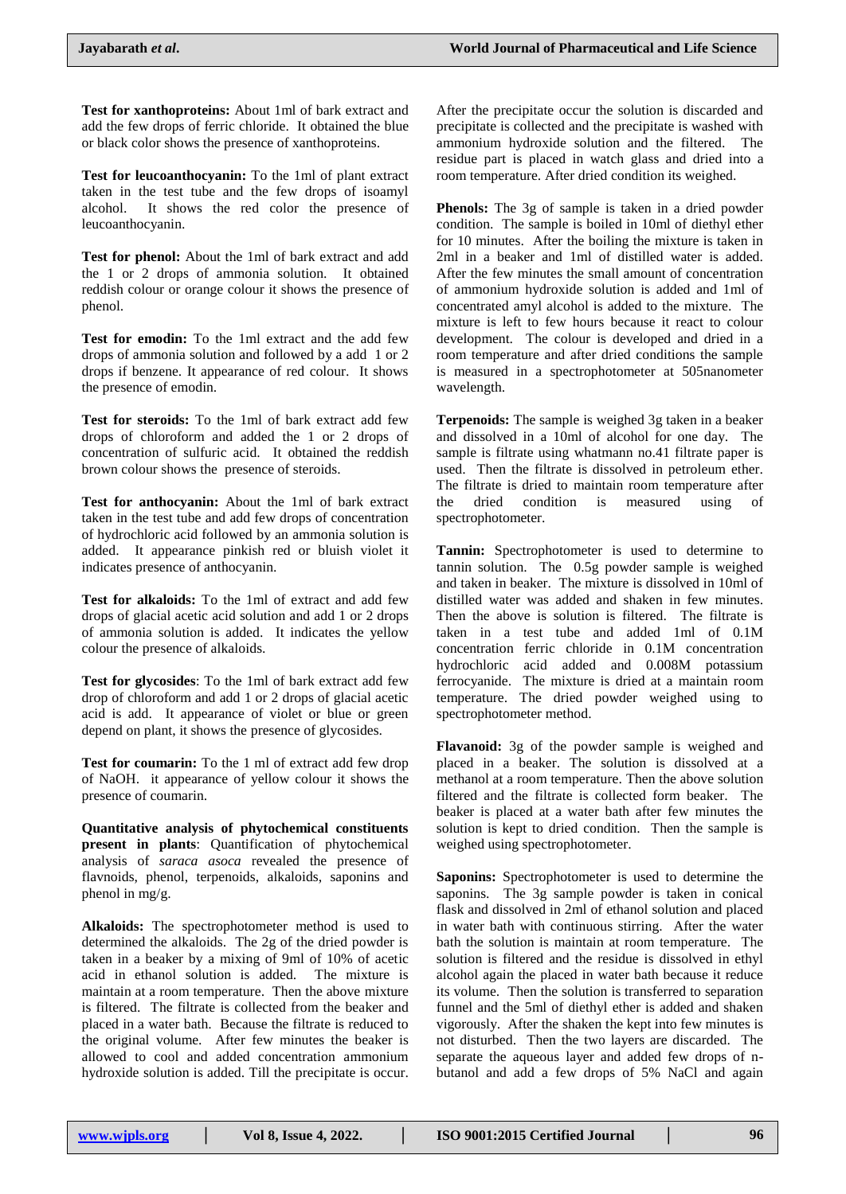**Test for xanthoproteins:** About 1ml of bark extract and add the few drops of ferric chloride. It obtained the blue or black color shows the presence of xanthoproteins.

**Test for leucoanthocyanin:** To the 1ml of plant extract taken in the test tube and the few drops of isoamyl alcohol. It shows the red color the presence of leucoanthocyanin.

**Test for phenol:** About the 1ml of bark extract and add the 1 or 2 drops of ammonia solution. It obtained reddish colour or orange colour it shows the presence of phenol.

**Test for emodin:** To the 1ml extract and the add few drops of ammonia solution and followed by a add 1 or 2 drops if benzene. It appearance of red colour. It shows the presence of emodin.

**Test for steroids:** To the 1ml of bark extract add few drops of chloroform and added the 1 or 2 drops of concentration of sulfuric acid. It obtained the reddish brown colour shows the presence of steroids.

**Test for anthocyanin:** About the 1ml of bark extract taken in the test tube and add few drops of concentration of hydrochloric acid followed by an ammonia solution is added. It appearance pinkish red or bluish violet it indicates presence of anthocyanin.

**Test for alkaloids:** To the 1ml of extract and add few drops of glacial acetic acid solution and add 1 or 2 drops of ammonia solution is added. It indicates the yellow colour the presence of alkaloids.

**Test for glycosides**: To the 1ml of bark extract add few drop of chloroform and add 1 or 2 drops of glacial acetic acid is add. It appearance of violet or blue or green depend on plant, it shows the presence of glycosides.

**Test for coumarin:** To the 1 ml of extract add few drop of NaOH. it appearance of yellow colour it shows the presence of coumarin.

**Quantitative analysis of phytochemical constituents present in plants**: Quantification of phytochemical analysis of *saraca asoca* revealed the presence of flavnoids, phenol, terpenoids, alkaloids, saponins and phenol in mg/g.

**Alkaloids:** The spectrophotometer method is used to determined the alkaloids. The 2g of the dried powder is taken in a beaker by a mixing of 9ml of 10% of acetic acid in ethanol solution is added. The mixture is maintain at a room temperature. Then the above mixture is filtered. The filtrate is collected from the beaker and placed in a water bath. Because the filtrate is reduced to the original volume. After few minutes the beaker is allowed to cool and added concentration ammonium hydroxide solution is added. Till the precipitate is occur. After the precipitate occur the solution is discarded and precipitate is collected and the precipitate is washed with ammonium hydroxide solution and the filtered. The residue part is placed in watch glass and dried into a room temperature. After dried condition its weighed.

**Phenols:** The 3g of sample is taken in a dried powder condition. The sample is boiled in 10ml of diethyl ether for 10 minutes. After the boiling the mixture is taken in 2ml in a beaker and 1ml of distilled water is added. After the few minutes the small amount of concentration of ammonium hydroxide solution is added and 1ml of concentrated amyl alcohol is added to the mixture. The mixture is left to few hours because it react to colour development. The colour is developed and dried in a room temperature and after dried conditions the sample is measured in a spectrophotometer at 505nanometer wavelength.

**Terpenoids:** The sample is weighed 3g taken in a beaker and dissolved in a 10ml of alcohol for one day. The sample is filtrate using whatmann no.41 filtrate paper is used. Then the filtrate is dissolved in petroleum ether. The filtrate is dried to maintain room temperature after the dried condition is measured using of spectrophotometer.

**Tannin:** Spectrophotometer is used to determine to tannin solution. The 0.5g powder sample is weighed and taken in beaker. The mixture is dissolved in 10ml of distilled water was added and shaken in few minutes. Then the above is solution is filtered. The filtrate is taken in a test tube and added 1ml of 0.1M concentration ferric chloride in 0.1M concentration hydrochloric acid added and 0.008M potassium ferrocyanide. The mixture is dried at a maintain room temperature. The dried powder weighed using to spectrophotometer method.

**Flavanoid:** 3g of the powder sample is weighed and placed in a beaker. The solution is dissolved at a methanol at a room temperature. Then the above solution filtered and the filtrate is collected form beaker. The beaker is placed at a water bath after few minutes the solution is kept to dried condition. Then the sample is weighed using spectrophotometer.

**Saponins:** Spectrophotometer is used to determine the saponins. The 3g sample powder is taken in conical flask and dissolved in 2ml of ethanol solution and placed in water bath with continuous stirring. After the water bath the solution is maintain at room temperature. The solution is filtered and the residue is dissolved in ethyl alcohol again the placed in water bath because it reduce its volume. Then the solution is transferred to separation funnel and the 5ml of diethyl ether is added and shaken vigorously. After the shaken the kept into few minutes is not disturbed. Then the two layers are discarded. The separate the aqueous layer and added few drops of n-butanol and add a few drops of 5% NaCl and again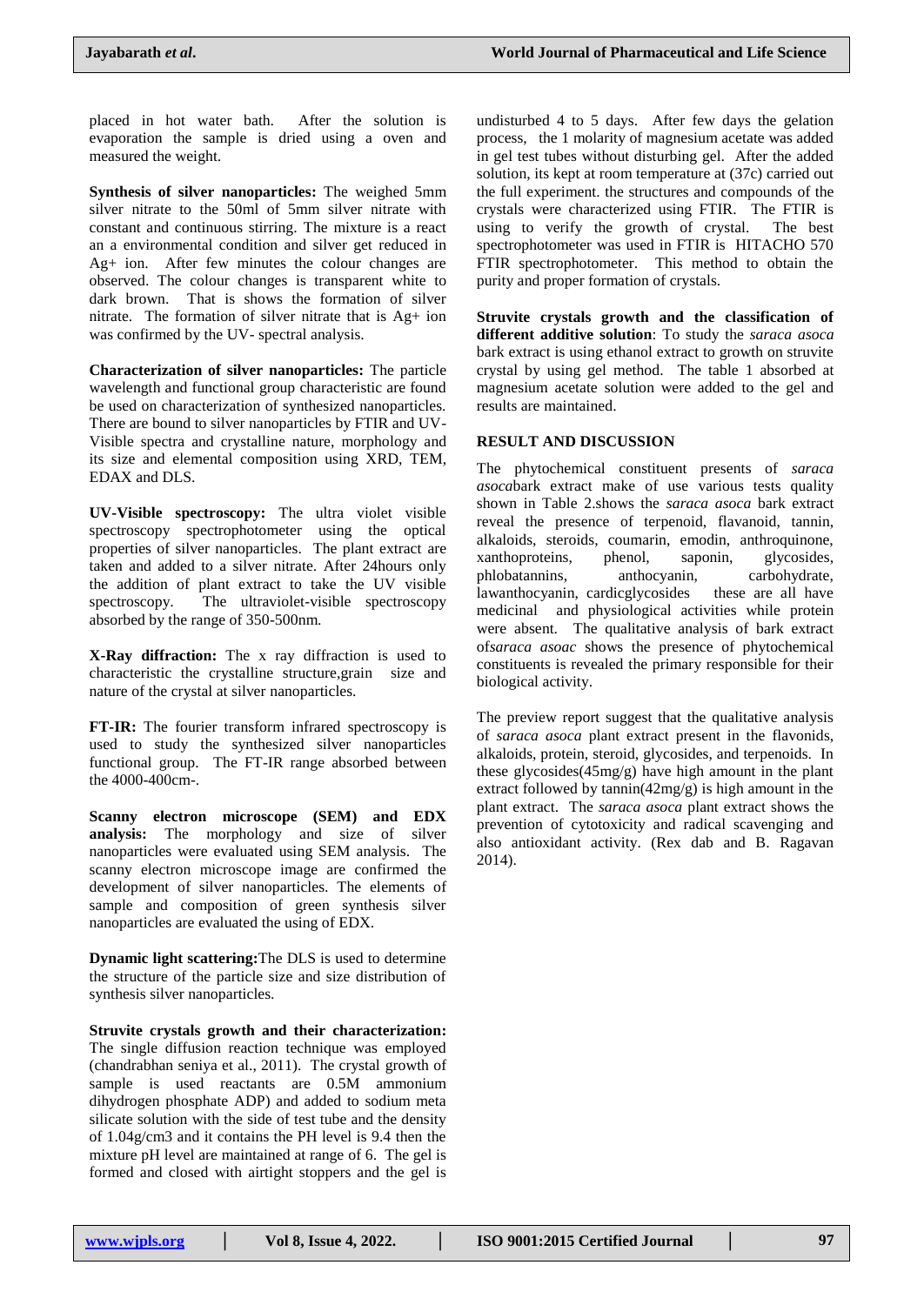placed in hot water bath. After the solution is evaporation the sample is dried using a oven and measured the weight.

**Synthesis of silver nanoparticles:** The weighed 5mm silver nitrate to the 50ml of 5mm silver nitrate with constant and continuous stirring. The mixture is a react an a environmental condition and silver get reduced in Ag+ ion. After few minutes the colour changes are observed. The colour changes is transparent white to dark brown. That is shows the formation of silver nitrate. The formation of silver nitrate that is Ag+ ion was confirmed by the UV- spectral analysis.

**Characterization of silver nanoparticles:** The particle wavelength and functional group characteristic are found be used on characterization of synthesized nanoparticles. There are bound to silver nanoparticles by FTIR and UV-Visible spectra and crystalline nature, morphology and its size and elemental composition using XRD, TEM, EDAX and DLS.

**UV-Visible spectroscopy:** The ultra violet visible spectroscopy spectrophotometer using the optical properties of silver nanoparticles. The plant extract are taken and added to a silver nitrate. After 24hours only the addition of plant extract to take the UV visible spectroscopy. The ultraviolet-visible spectroscopy absorbed by the range of 350-500nm.

**X-Ray diffraction:** The x ray diffraction is used to characteristic the crystalline structure,grain size and nature of the crystal at silver nanoparticles.

**FT-IR:** The fourier transform infrared spectroscopy is used to study the synthesized silver nanoparticles functional group. The FT-IR range absorbed between the 4000-400cm-.

**Scanny electron microscope (SEM) and EDX analysis:** The morphology and size of silver nanoparticles were evaluated using SEM analysis. The scanny electron microscope image are confirmed the development of silver nanoparticles. The elements of sample and composition of green synthesis silver nanoparticles are evaluated the using of EDX.

**Dynamic light scattering:**The DLS is used to determine the structure of the particle size and size distribution of synthesis silver nanoparticles.

**Struvite crystals growth and their characterization:** The single diffusion reaction technique was employed (chandrabhan seniya et al., 2011). The crystal growth of sample is used reactants are 0.5M ammonium dihydrogen phosphate ADP) and added to sodium meta silicate solution with the side of test tube and the density of 1.04g/cm3 and it contains the PH level is 9.4 then the mixture pH level are maintained at range of 6. The gel is formed and closed with airtight stoppers and the gel is undisturbed 4 to 5 days. After few days the gelation process, the 1 molarity of magnesium acetate was added in gel test tubes without disturbing gel. After the added solution, its kept at room temperature at (37c) carried out the full experiment. the structures and compounds of the crystals were characterized using FTIR. The FTIR is using to verify the growth of crystal. The best spectrophotometer was used in FTIR is HITACHO 570 FTIR spectrophotometer. This method to obtain the purity and proper formation of crystals.

**Struvite crystals growth and the classification of different additive solution**: To study the *saraca asoca* bark extract is using ethanol extract to growth on struvite crystal by using gel method. The table 1 absorbed at magnesium acetate solution were added to the gel and results are maintained.

## RESULT AND DISCUSSION

The phytochemical constituent presents of *saraca asoca*bark extract make of use various tests quality shown in Table 2.shows the *saraca asoca* bark extract reveal the presence of terpenoid, flavanoid, tannin, alkaloids, steroids, coumarin, emodin, anthroquinone, xanthoproteins, phenol, saponin, glycosides, phlobatannins, anthocyanin, carbohydrate, lawanthocyanin, cardicglycosides these are all have medicinal and physiological activities while protein were absent. The qualitative analysis of bark extract of*saraca asoac* shows the presence of phytochemical constituents is revealed the primary responsible for their biological activity.

The preview report suggest that the qualitative analysis of *saraca asoca* plant extract present in the flavonids, alkaloids, protein, steroid, glycosides, and terpenoids. In these glycosides(45mg/g) have high amount in the plant extract followed by tannin(42mg/g) is high amount in the plant extract. The *saraca asoca* plant extract shows the prevention of cytotoxicity and radical scavenging and also antioxidant activity. (Rex dab and B. Ragavan 2014).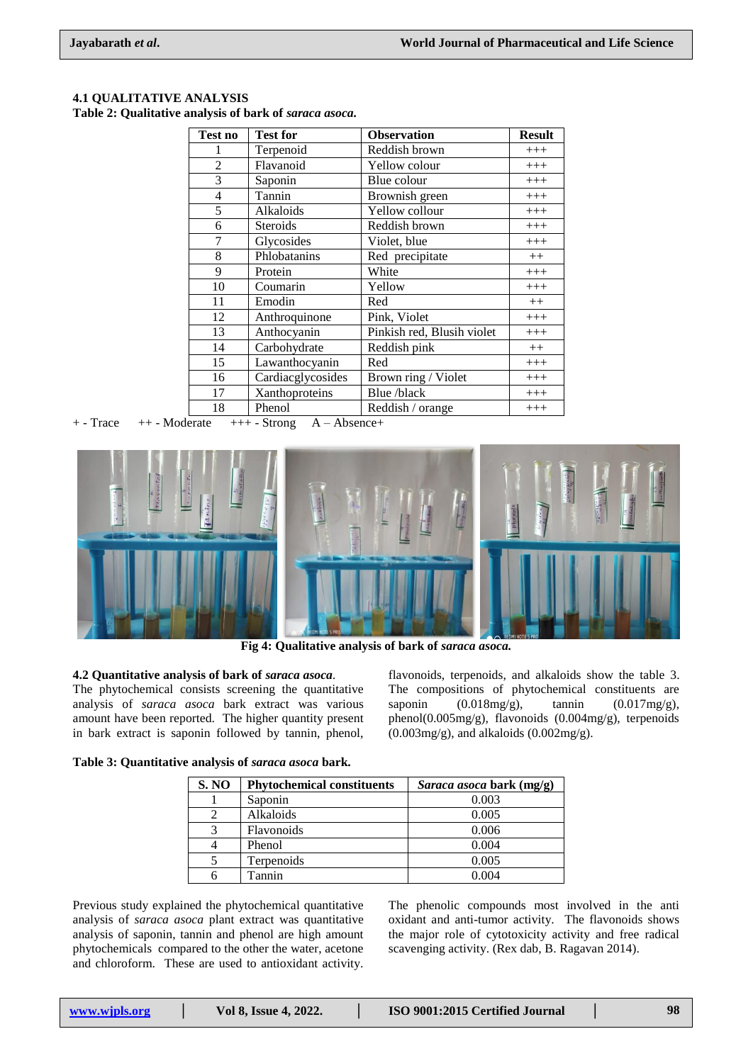## 4.1 QUALITATIVE ANALYSIS

**Table 2: Qualitative analysis of bark of *saraca asoca*.**

| Test no | Test for | Observation | Result |
|---|---|---|---|
| 1 | Terpenoid | Reddish brown | +++ |
| 2 | Flavanoid | Yellow colour | +++ |
| 3 | Saponin | Blue colour | +++ |
| 4 | Tannin | Brownish green | +++ |
| 5 | Alkaloids | Yellow collour | +++ |
| 6 | Steroids | Reddish brown | +++ |
| 7 | Glycosides | Violet, blue | +++ |
| 8 | Phlobatanins | Red precipitate | ++ |
| 9 | Protein | White | +++ |
| 10 | Coumarin | Yellow | +++ |
| 11 | Emodin | Red | ++ |
| 12 | Anthroquinone | Pink, Violet | +++ |
| 13 | Anthocyanin | Pinkish red, Blusih violet | +++ |
| 14 | Carbohydrate | Reddish pink | ++ |
| 15 | Lawanthocyanin | Red | +++ |
| 16 | Cardiacglycosides | Brown ring / Violet | +++ |
| 17 | Xanthoproteins | Blue /black | +++ |
| 18 | Phenol | Reddish / orange | +++ |

\+ - Trace ++ - Moderate +++ - Strong A – Absence+

**Fig 4: Qualitative analysis of bark of *saraca asoca.***

## 4.2 Quantitative analysis of bark of *saraca asoca*.

The phytochemical consists screening the quantitative analysis of *saraca asoca* bark extract was various amount have been reported. The higher quantity present in bark extract is saponin followed by tannin, phenol, flavonoids, terpenoids, and alkaloids show the table 3. The compositions of phytochemical constituents are saponin (0.018mg/g), tannin (0.017mg/g), phenol(0.005mg/g), flavonoids (0.004mg/g), terpenoids (0.003mg/g), and alkaloids (0.002mg/g).

**Table 3: Quantitative analysis of *saraca asoca* bark.**

| S. NO | Phytochemical constituents | *Saraca asoca* bark (mg/g) |
|---|---|---|
| 1 | Saponin | 0.003 |
| 2 | Alkaloids | 0.005 |
| 3 | Flavonoids | 0.006 |
| 4 | Phenol | 0.004 |
| 5 | Terpenoids | 0.005 |
| 6 | Tannin | 0.004 |

Previous study explained the phytochemical quantitative analysis of *saraca asoca* plant extract was quantitative analysis of saponin, tannin and phenol are high amount phytochemicals compared to the other the water, acetone and chloroform. These are used to antioxidant activity. The phenolic compounds most involved in the anti oxidant and anti-tumor activity. The flavonoids shows the major role of cytotoxicity activity and free radical scavenging activity. (Rex dab, B. Ragavan 2014).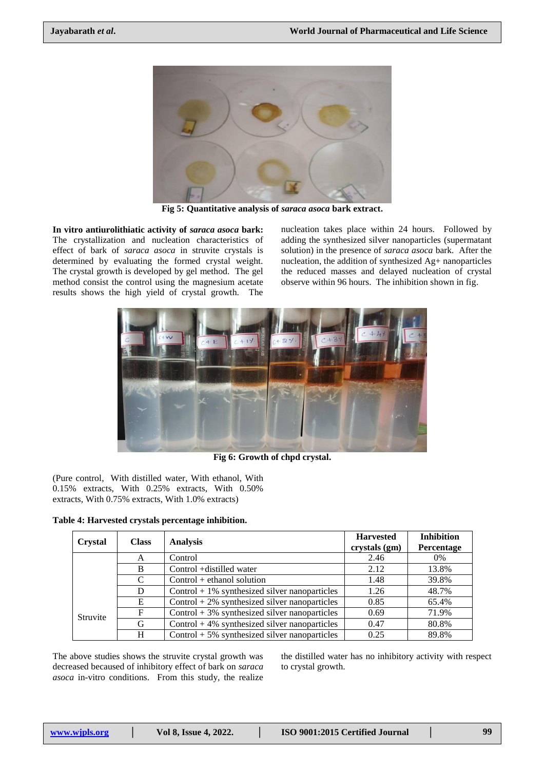Fig 5: Quantitative analysis of *saraca asoca* bark extract.

**In vitro antiurolithiatic activity of *saraca asoca* bark:** The crystallization and nucleation characteristics of effect of bark of *saraca asoca* in struvite crystals is determined by evaluating the formed crystal weight. The crystal growth is developed by gel method. The gel method consist the control using the magnesium acetate results shows the high yield of crystal growth. The nucleation takes place within 24 hours. Followed by adding the synthesized silver nanoparticles (supermatant solution) in the presence of *saraca asoca* bark. After the nucleation, the addition of synthesized Ag+ nanoparticles the reduced masses and delayed nucleation of crystal observe within 96 hours. The inhibition shown in fig.

Fig 6: Growth of chpd crystal.

(Pure control, With distilled water, With ethanol, With 0.15% extracts, With 0.25% extracts, With 0.50% extracts, With 0.75% extracts, With 1.0% extracts)

**Table 4: Harvested crystals percentage inhibition.**

| Crystal | Class | Analysis | Harvested crystals (gm) | Inhibition Percentage |
|---|---|---|---|---|
| Struvite | A | Control | 2.46 | 0% |
| | B | Control +distilled water | 2.12 | 13.8% |
| | C | Control + ethanol solution | 1.48 | 39.8% |
| | D | Control + 1% synthesized silver nanoparticles | 1.26 | 48.7% |
| | E | Control + 2% synthesized silver nanoparticles | 0.85 | 65.4% |
| | F | Control + 3% synthesized silver nanoparticles | 0.69 | 71.9% |
| | G | Control + 4% synthesized silver nanoparticles | 0.47 | 80.8% |
| | H | Control + 5% synthesized silver nanoparticles | 0.25 | 89.8% |

The above studies shows the struvite crystal growth was decreased becaused of inhibitory effect of bark on *saraca asoca* in-vitro conditions. From this study, the realize the distilled water has no inhibitory activity with respect to crystal growth.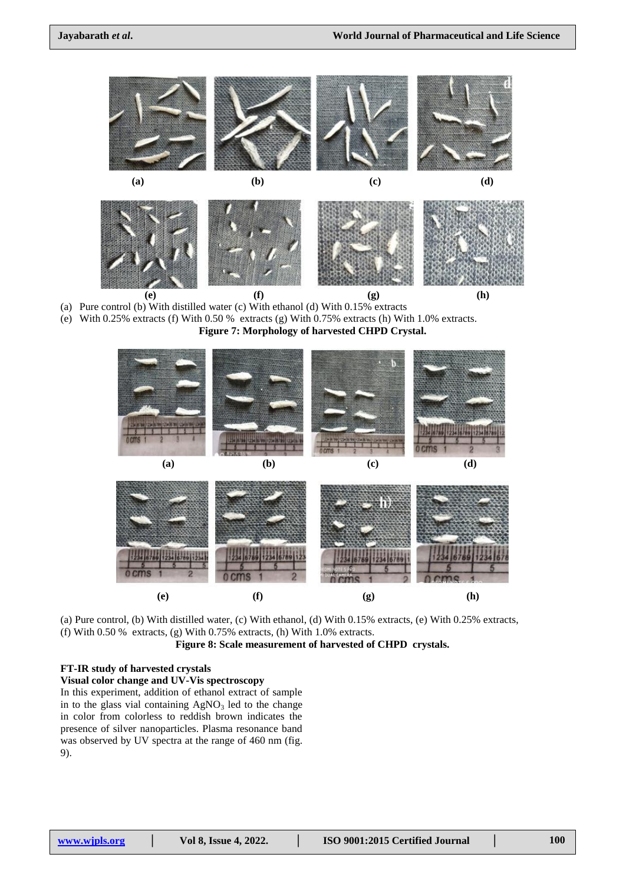(a) Pure control (b) With distilled water (c) With ethanol (d) With 0.15% extracts
(e) With 0.25% extracts (f) With 0.50 % extracts (g) With 0.75% extracts (h) With 1.0% extracts.

**Figure 7: Morphology of harvested CHPD Crystal.**

(a) Pure control, (b) With distilled water, (c) With ethanol, (d) With 0.15% extracts, (e) With 0.25% extracts, (f) With 0.50 % extracts, (g) With 0.75% extracts, (h) With 1.0% extracts.

**Figure 8: Scale measurement of harvested of CHPD crystals.**

**FT-IR study of harvested crystals**

**Visual color change and UV-Vis spectroscopy**

In this experiment, addition of ethanol extract of sample in to the glass vial containing $AgNO_3$ led to the change in color from colorless to reddish brown indicates the presence of silver nanoparticles. Plasma resonance band was observed by UV spectra at the range of 460 nm (fig. 9).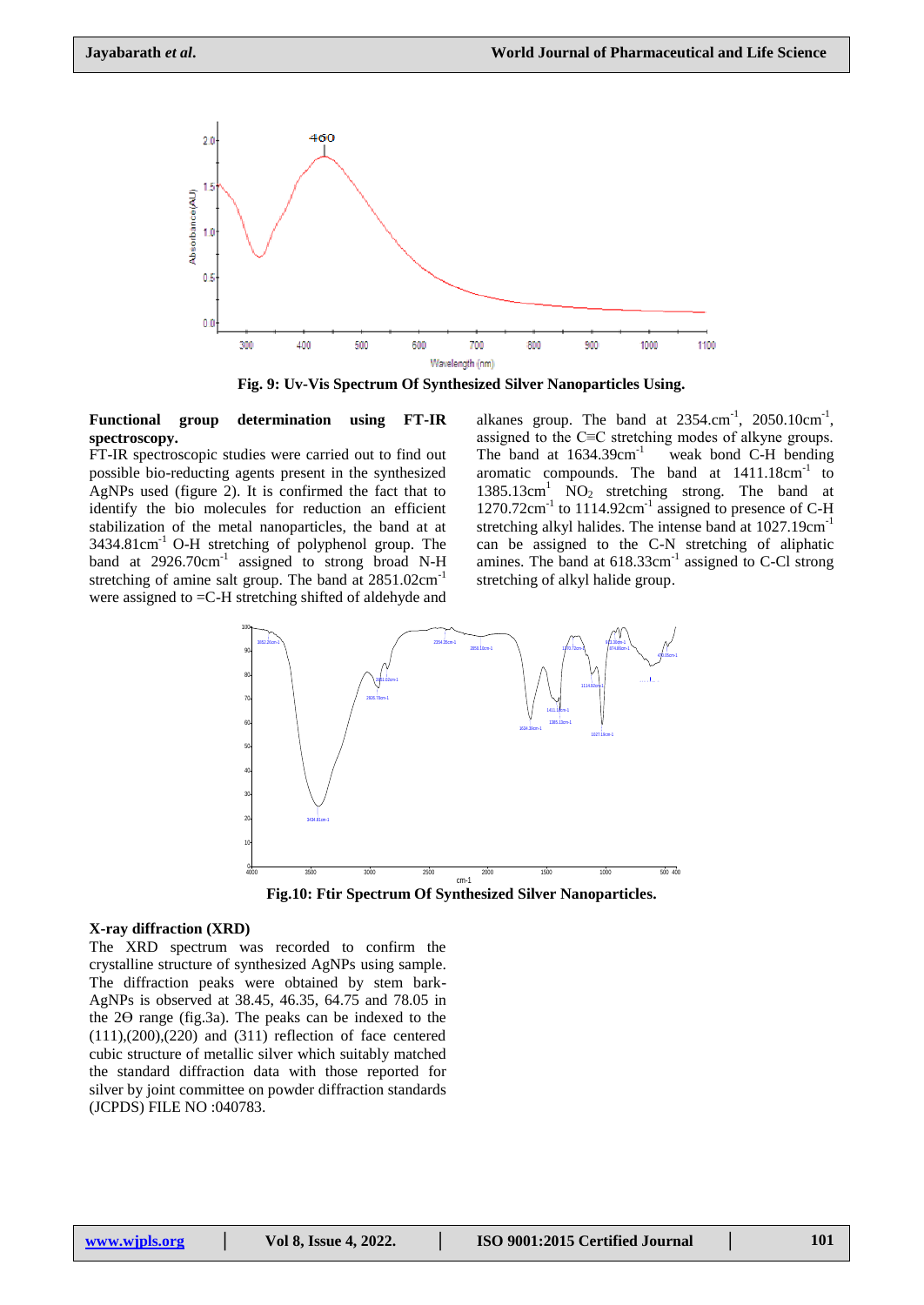Fig. 9: Uv-Vis Spectrum Of Synthesized Silver Nanoparticles Using.

**Functional group determination using FT-IR spectroscopy.**

FT-IR spectroscopic studies were carried out to find out possible bio-reducting agents present in the synthesized AgNPs used (figure 2). It is confirmed the fact that to identify the bio molecules for reduction an efficient stabilization of the metal nanoparticles, the band at at 3434.81cm$^{-1}$ O-H stretching of polyphenol group. The band at 2926.70cm$^{-1}$ assigned to strong broad N-H stretching of amine salt group. The band at 2851.02cm$^{-1}$ were assigned to =C-H stretching shifted of aldehyde and alkanes group. The band at 2354.cm$^{-1}$, 2050.10cm$^{-1}$, assigned to the C≡C stretching modes of alkyne groups. The band at 1634.39cm$^{-1}$ weak bond C-H bending aromatic compounds. The band at 1411.18cm$^{-1}$ to 1385.13cm$^{1}$ $NO_2$ stretching strong. The band at 1270.72cm$^{-1}$ to 1114.92cm$^{-1}$ assigned to presence of C-H stretching alkyl halides. The intense band at 1027.19cm$^{-1}$ can be assigned to the C-N stretching of aliphatic amines. The band at 618.33cm$^{-1}$ assigned to C-Cl strong stretching of alkyl halide group.

Fig.10: Ftir Spectrum Of Synthesized Silver Nanoparticles.

**X-ray diffraction (XRD)**

The XRD spectrum was recorded to confirm the crystalline structure of synthesized AgNPs using sample. The diffraction peaks were obtained by stem bark-AgNPs is observed at 38.45, 46.35, 64.75 and 78.05 in the 2Ɵ range (fig.3a). The peaks can be indexed to the (111),(200),(220) and (311) reflection of face centered cubic structure of metallic silver which suitably matched the standard diffraction data with those reported for silver by joint committee on powder diffraction standards (JCPDS) FILE NO :040783.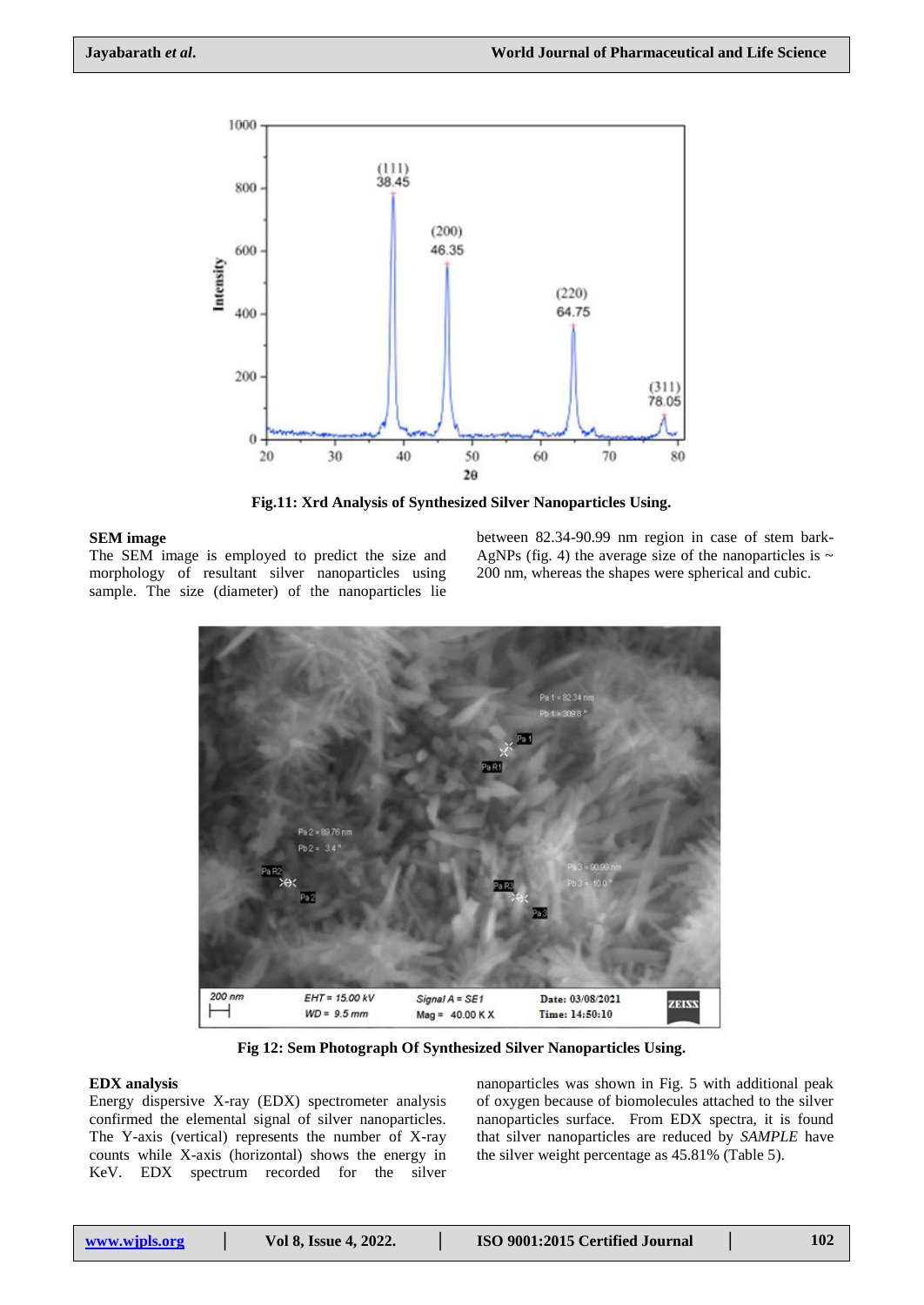Fig.11: Xrd Analysis of Synthesized Silver Nanoparticles Using.

## SEM image

The SEM image is employed to predict the size and morphology of resultant silver nanoparticles using sample. The size (diameter) of the nanoparticles lie between 82.34-90.99 nm region in case of stem bark-AgNPs (fig. 4) the average size of the nanoparticles is ~ 200 nm, whereas the shapes were spherical and cubic.

Fig 12: Sem Photograph Of Synthesized Silver Nanoparticles Using.

## EDX analysis

Energy dispersive X-ray (EDX) spectrometer analysis confirmed the elemental signal of silver nanoparticles. The Y-axis (vertical) represents the number of X-ray counts while X-axis (horizontal) shows the energy in KeV. EDX spectrum recorded for the silver nanoparticles was shown in Fig. 5 with additional peak of oxygen because of biomolecules attached to the silver nanoparticles surface. From EDX spectra, it is found that silver nanoparticles are reduced by *SAMPLE* have the silver weight percentage as 45.81% (Table 5).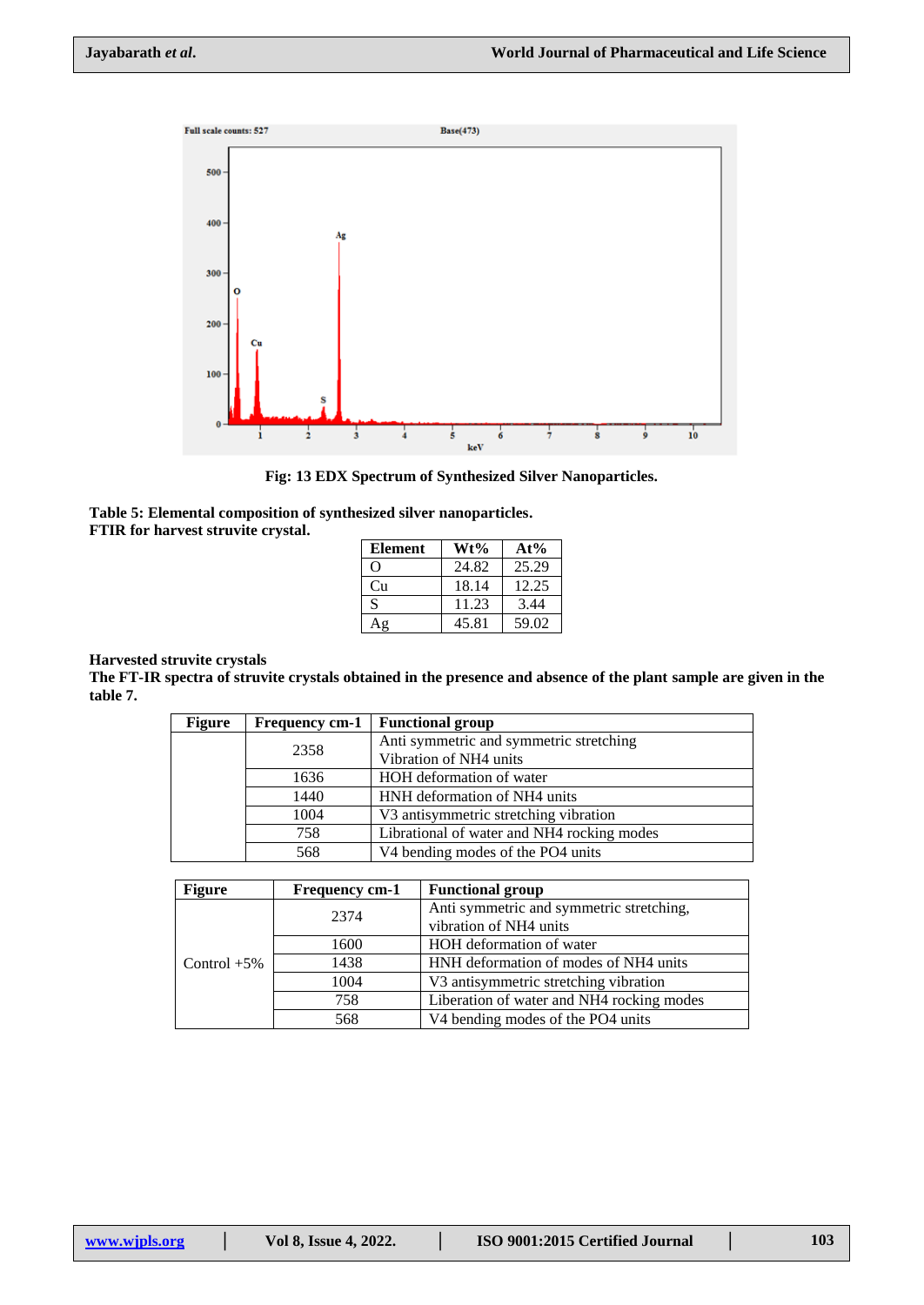**Fig: 13 EDX Spectrum of Synthesized Silver Nanoparticles.**

**Table 5: Elemental composition of synthesized silver nanoparticles.**
**FTIR for harvest struvite crystal.**

| Element | Wt% | At% |
|---|---|---|
| O | 24.82 | 25.29 |
| Cu | 18.14 | 12.25 |
| S | 11.23 | 3.44 |
| Ag | 45.81 | 59.02 |

**Harvested struvite crystals**

**The FT-IR spectra of struvite crystals obtained in the presence and absence of the plant sample are given in the table 7.**

| Figure | Frequency cm-1 | Functional group |
|---|---|---|
| | 2358 | Anti symmetric and symmetric stretching Vibration of NH4 units |
| | 1636 | HOH deformation of water |
| | 1440 | HNH deformation of NH4 units |
| | 1004 | V3 antisymmetric stretching vibration |
| | 758 | Librational of water and NH4 rocking modes |
| | 568 | V4 bending modes of the PO4 units |

| Figure | Frequency cm-1 | Functional group |
|---|---|---|
| Control +5% | 2374 | Anti symmetric and symmetric stretching, vibration of NH4 units |
| | 1600 | HOH deformation of water |
| | 1438 | HNH deformation of modes of NH4 units |
| | 1004 | V3 antisymmetric stretching vibration |
| | 758 | Liberation of water and NH4 rocking modes |
| | 568 | V4 bending modes of the PO4 units |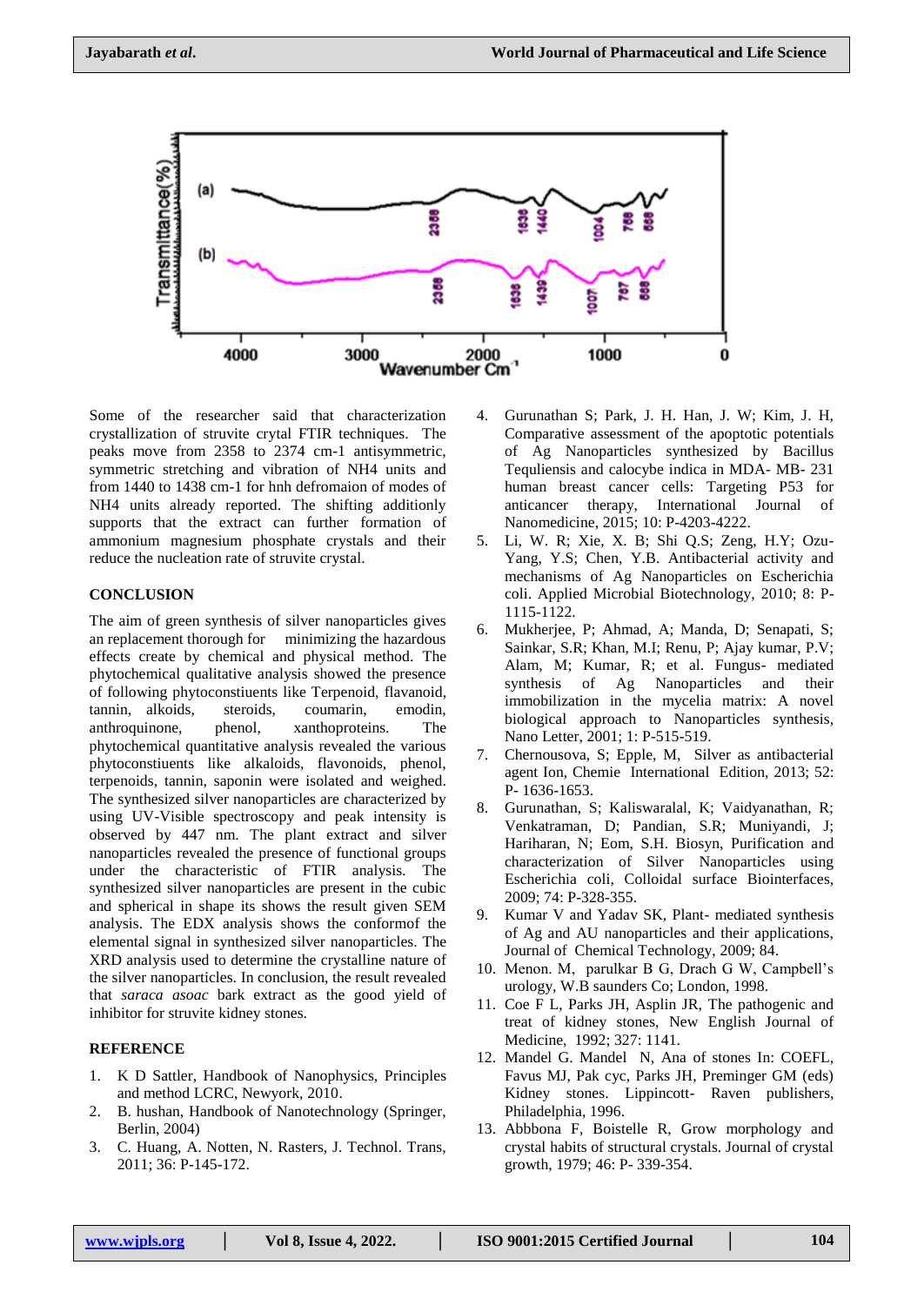Some of the researcher said that characterization crystallization of struvite crytal FTIR techniques. The peaks move from 2358 to 2374 cm-1 antisymmetric, symmetric stretching and vibration of NH4 units and from 1440 to 1438 cm-1 for hnh defromaion of modes of NH4 units already reported. The shifting additionly supports that the extract can further formation of ammonium magnesium phosphate crystals and their reduce the nucleation rate of struvite crystal.

## CONCLUSION

The aim of green synthesis of silver nanoparticles gives an replacement thorough for minimizing the hazardous effects create by chemical and physical method. The phytochemical qualitative analysis showed the presence of following phytoconstiuents like Terpenoid, flavanoid, tannin, alkoids, steroids, coumarin, emodin, anthroquinone, phenol, xanthoproteins. The phytochemical quantitative analysis revealed the various phytoconstiuents like alkaloids, flavonoids, phenol, terpenoids, tannin, saponin were isolated and weighed. The synthesized silver nanoparticles are characterized by using UV-Visible spectroscopy and peak intensity is observed by 447 nm. The plant extract and silver nanoparticles revealed the presence of functional groups under the characteristic of FTIR analysis. The synthesized silver nanoparticles are present in the cubic and spherical in shape its shows the result given SEM analysis. The EDX analysis shows the conformof the elemental signal in synthesized silver nanoparticles. The XRD analysis used to determine the crystalline nature of the silver nanoparticles. In conclusion, the result revealed that *saraca asoac* bark extract as the good yield of inhibitor for struvite kidney stones.

## REFERENCE

1. K D Sattler, Handbook of Nanophysics, Principles and method LCRC, Newyork, 2010.
2. B. hushan, Handbook of Nanotechnology (Springer, Berlin, 2004)
3. C. Huang, A. Notten, N. Rasters, J. Technol. Trans, 2011; 36: P-145-172.
4. Gurunathan S; Park, J. H. Han, J. W; Kim, J. H, Comparative assessment of the apoptotic potentials of Ag Nanoparticles synthesized by Bacillus Tequliensis and calocybe indica in MDA- MB- 231 human breast cancer cells: Targeting P53 for anticancer therapy, International Journal of Nanomedicine, 2015; 10: P-4203-4222.
5. Li, W. R; Xie, X. B; Shi Q.S; Zeng, H.Y; Ozu-Yang, Y.S; Chen, Y.B. Antibacterial activity and mechanisms of Ag Nanoparticles on Escherichia coli. Applied Microbial Biotechnology, 2010; 8: P-1115-1122.
6. Mukherjee, P; Ahmad, A; Manda, D; Senapati, S; Sainkar, S.R; Khan, M.I; Renu, P; Ajay kumar, P.V; Alam, M; Kumar, R; et al. Fungus- mediated synthesis of Ag Nanoparticles and their immobilization in the mycelia matrix: A novel biological approach to Nanoparticles synthesis, Nano Letter, 2001; 1: P-515-519.
7. Chernousova, S; Epple, M, Silver as antibacterial agent Ion, Chemie International Edition, 2013; 52: P- 1636-1653.
8. Gurunathan, S; Kaliswaralal, K; Vaidyanathan, R; Venkatraman, D; Pandian, S.R; Muniyandi, J; Hariharan, N; Eom, S.H. Biosyn, Purification and characterization of Silver Nanoparticles using Escherichia coli, Colloidal surface Biointerfaces, 2009; 74: P-328-355.
9. Kumar V and Yadav SK, Plant- mediated synthesis of Ag and AU nanoparticles and their applications, Journal of Chemical Technology, 2009; 84.
10. Menon. M, parulkar B G, Drach G W, Campbell's urology, W.B saunders Co; London, 1998.
11. Coe F L, Parks JH, Asplin JR, The pathogenic and treat of kidney stones, New English Journal of Medicine, 1992; 327: 1141.
12. Mandel G. Mandel N, Ana of stones In: COEFL, Favus MJ, Pak cyc, Parks JH, Preminger GM (eds) Kidney stones. Lippincott- Raven publishers, Philadelphia, 1996.
13. Abbbona F, Boistelle R, Grow morphology and crystal habits of structural crystals. Journal of crystal growth, 1979; 46: P- 339-354.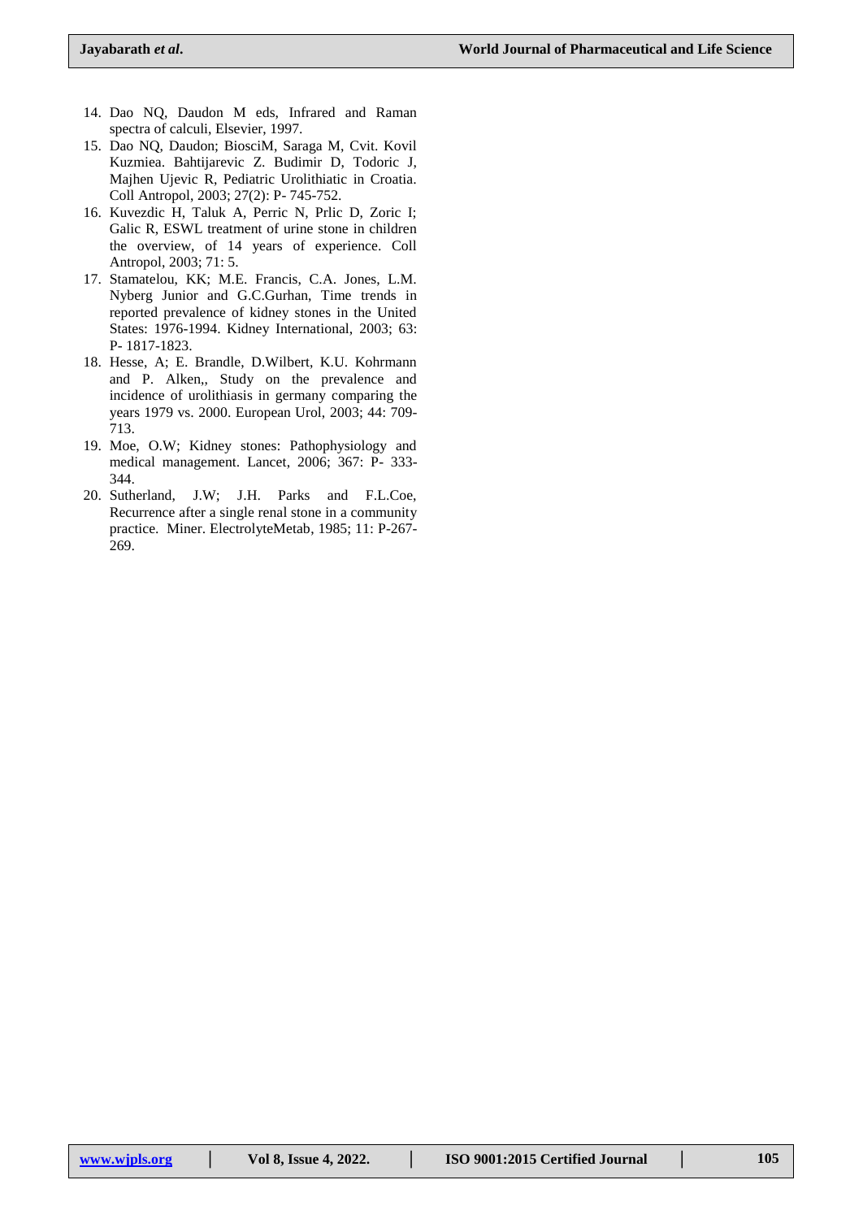14. Dao NQ, Daudon M eds, Infrared and Raman spectra of calculi, Elsevier, 1997.
15. Dao NQ, Daudon; BiosciM, Saraga M, Cvit. Kovil Kuzmiea. Bahtijarevic Z. Budimir D, Todoric J, Majhen Ujevic R, Pediatric Urolithiatic in Croatia. Coll Antropol, 2003; 27(2): P- 745-752.
16. Kuvezdic H, Taluk A, Perric N, Prlic D, Zoric I; Galic R, ESWL treatment of urine stone in children the overview, of 14 years of experience. Coll Antropol, 2003; 71: 5.
17. Stamatelou, KK; M.E. Francis, C.A. Jones, L.M. Nyberg Junior and G.C.Gurhan, Time trends in reported prevalence of kidney stones in the United States: 1976-1994. Kidney International, 2003; 63: P- 1817-1823.
18. Hesse, A; E. Brandle, D.Wilbert, K.U. Kohrmann and P. Alken,, Study on the prevalence and incidence of urolithiasis in germany comparing the years 1979 vs. 2000. European Urol, 2003; 44: 709-713.
19. Moe, O.W; Kidney stones: Pathophysiology and medical management. Lancet, 2006; 367: P- 333-344.
20. Sutherland, J.W; J.H. Parks and F.L.Coe, Recurrence after a single renal stone in a community practice. Miner. ElectrolyteMetab, 1985; 11: P-267-269.